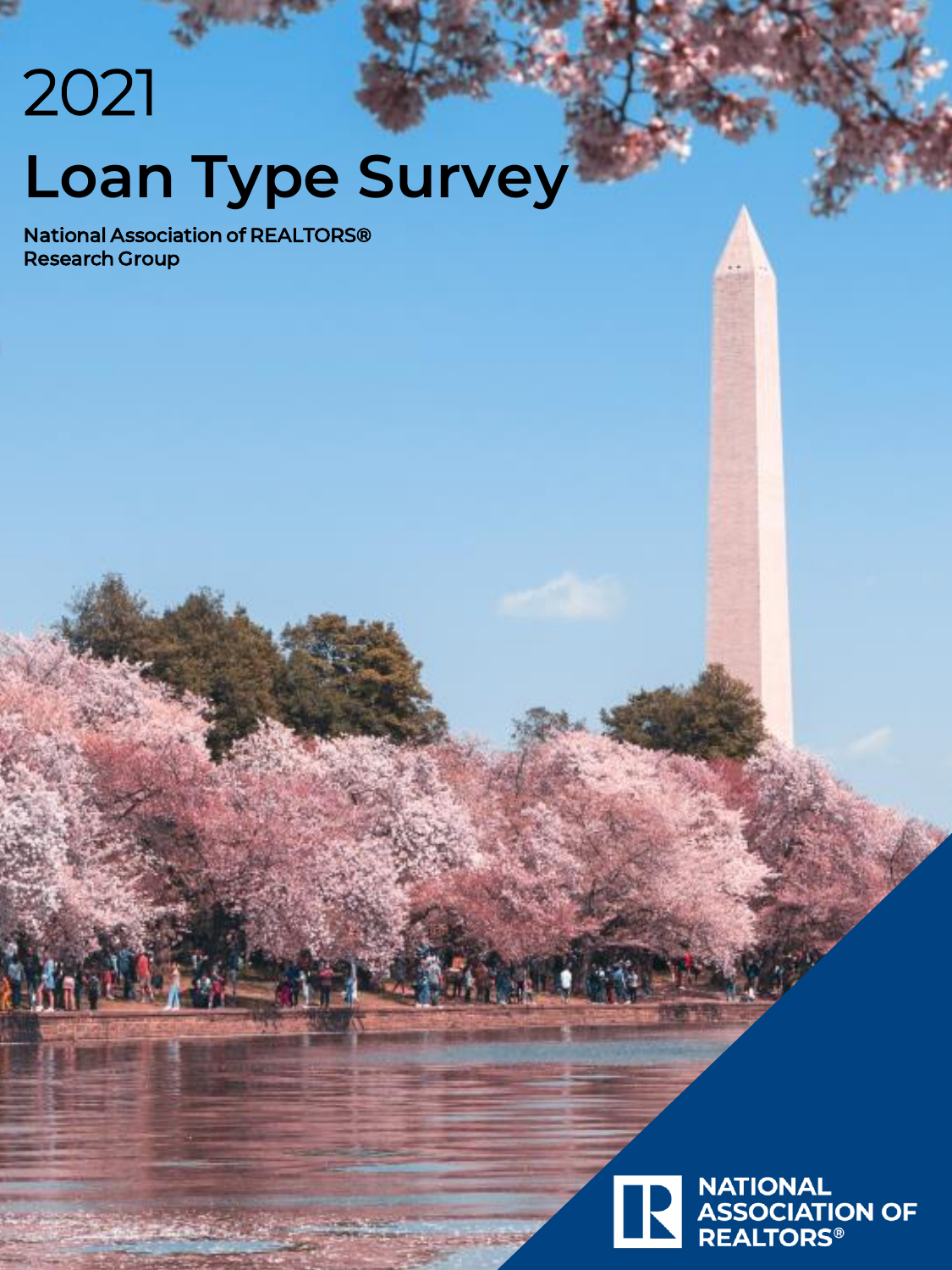# 2021 Loan Type Survey

**National Association of REALTORS® Research Group**

NATIONAL ASSOCIATION OF REALTORS®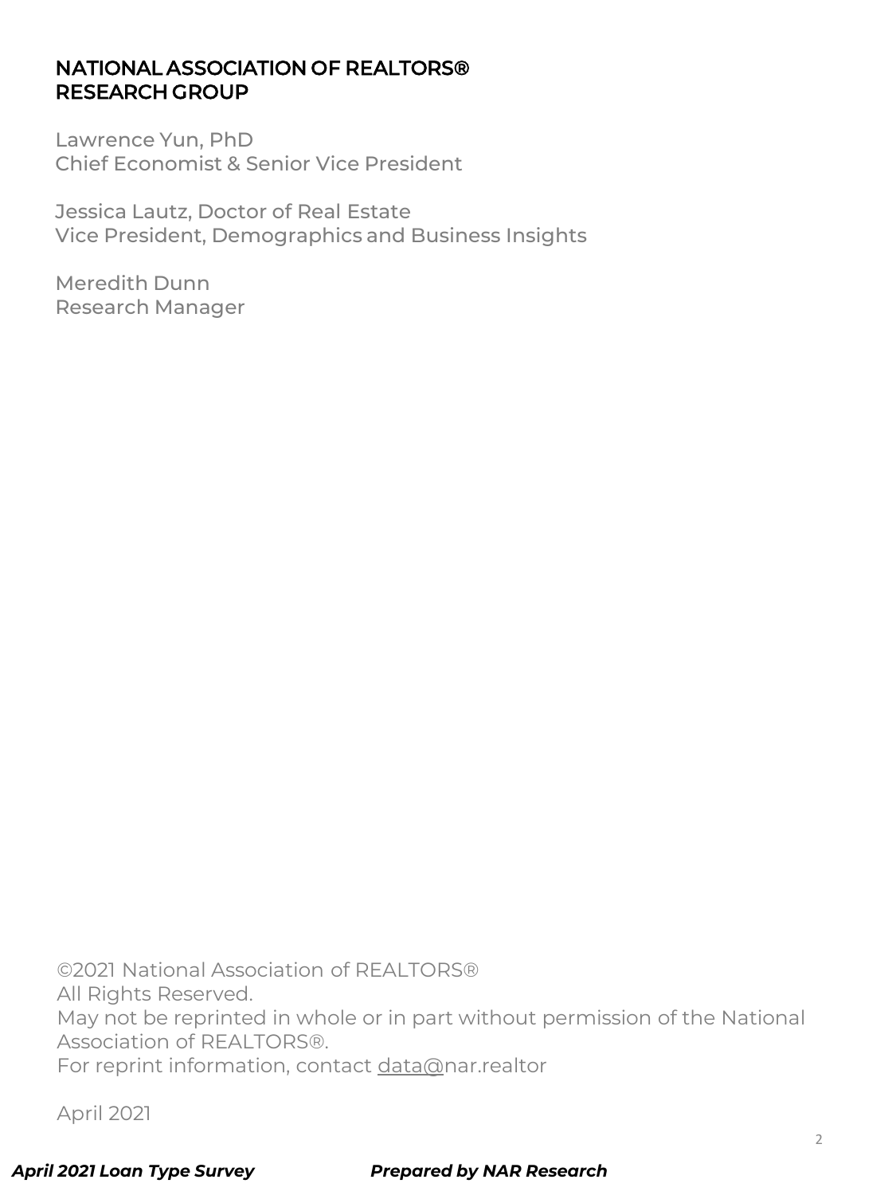## NATIONAL ASSOCIATION OF REALTORS® RESEARCH GROUP

Lawrence Yun, PhD
Chief Economist & Senior Vice President

Jessica Lautz, Doctor of Real Estate
Vice President, Demographics and Business Insights

Meredith Dunn
Research Manager

©2021 National Association of REALTORS®
All Rights Reserved.
May not be reprinted in whole or in part without permission of the National Association of REALTORS®.
For reprint information, contact data@nar.realtor

April 2021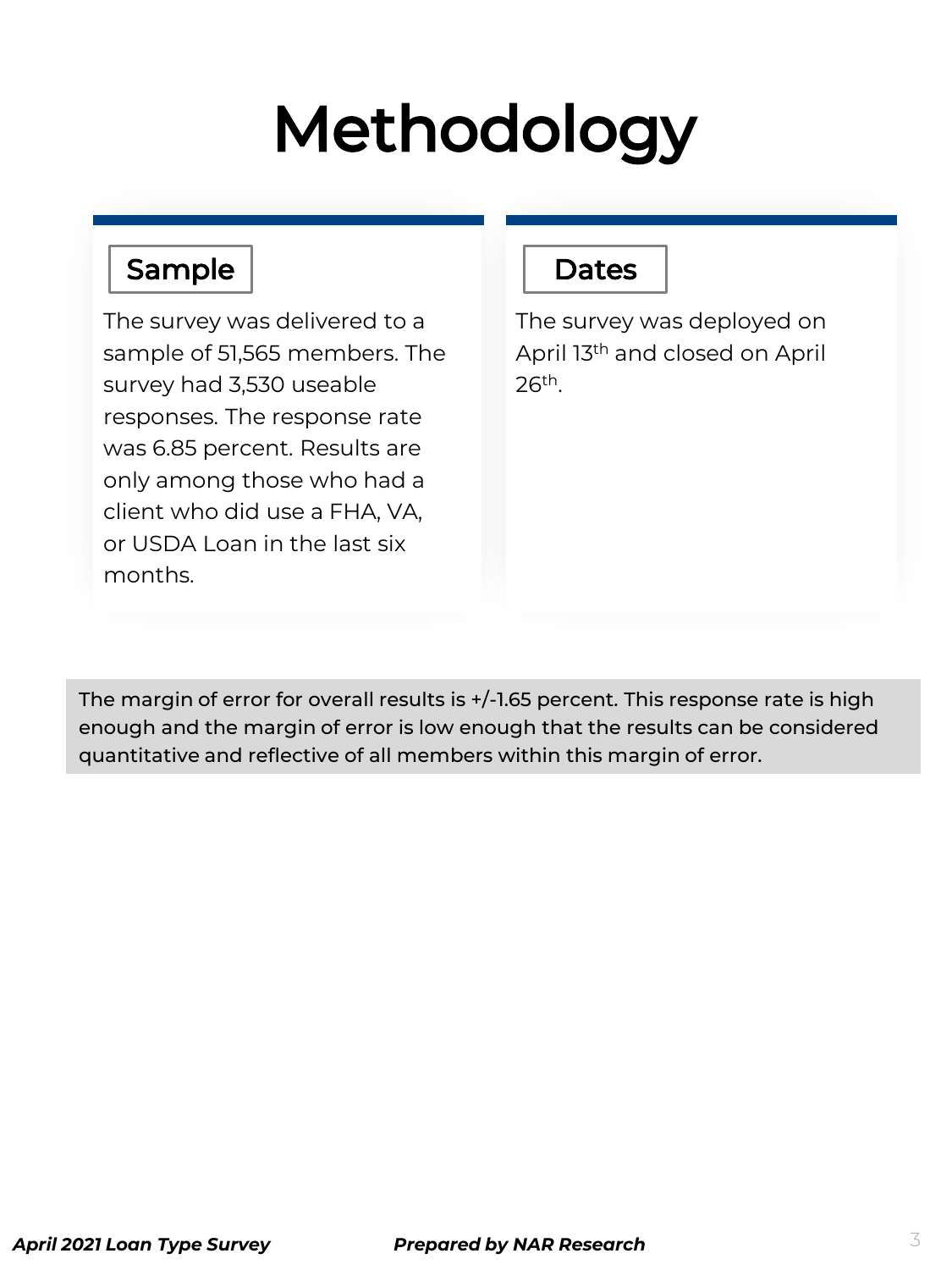# Methodology

## Sample

The survey was delivered to a sample of 51,565 members. The survey had 3,530 useable responses. The response rate was 6.85 percent. Results are only among those who had a client who did use a FHA, VA, or USDA Loan in the last six months.

## Dates

The survey was deployed on April 13th and closed on April 26th.

The margin of error for overall results is +/-1.65 percent. This response rate is high enough and the margin of error is low enough that the results can be considered quantitative and reflective of all members within this margin of error.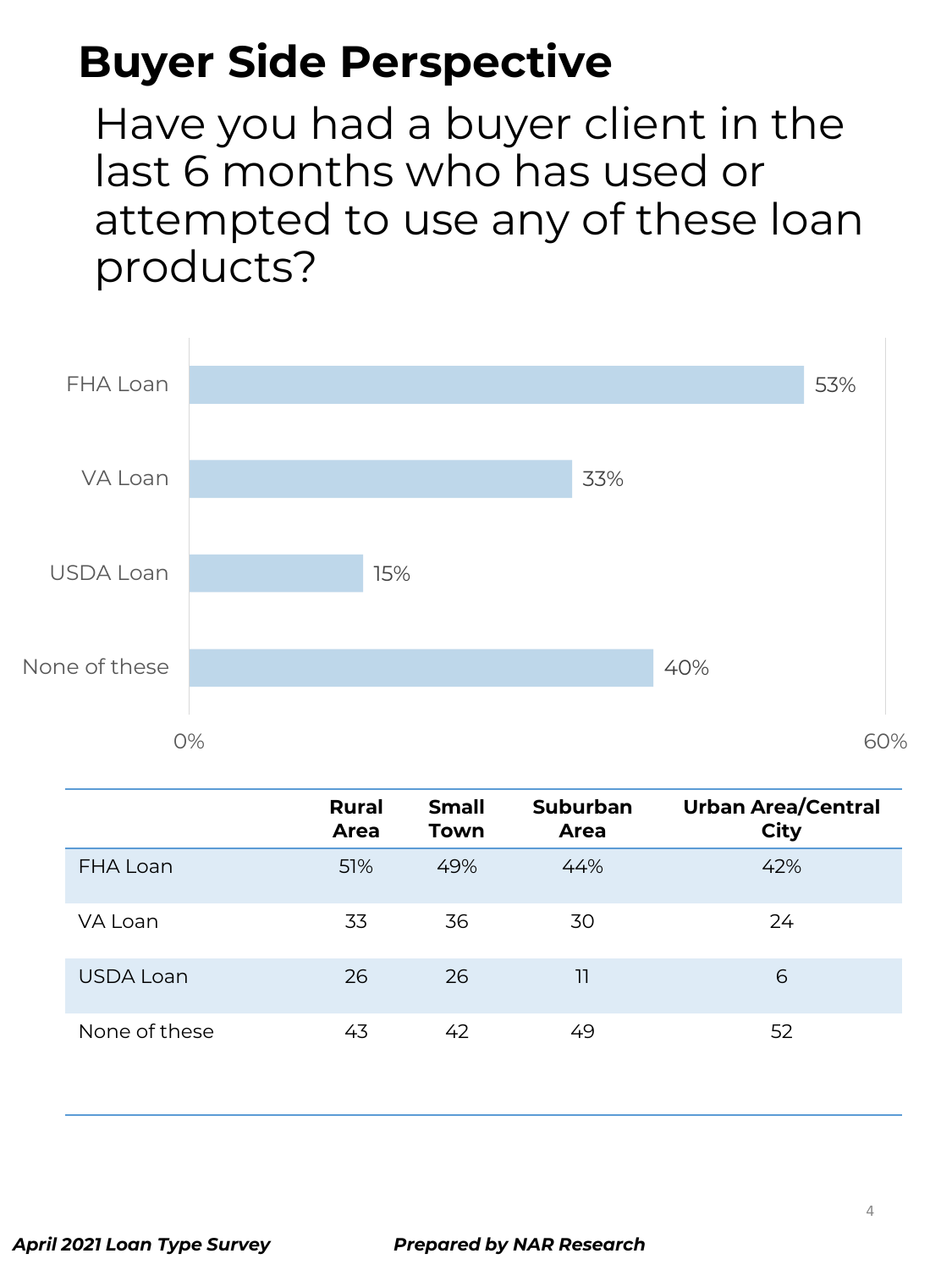# Buyer Side Perspective

## Have you had a buyer client in the last 6 months who has used or attempted to use any of these loan products?

| Loan Type | Share |
|---|---|
| FHA Loan | 53% |
| VA Loan | 33% |
| USDA Loan | 15% |
| None of these | 40% |

| | Rural Area | Small Town | Suburban Area | Urban Area/Central City |
|---|---|---|---|---|
| FHA Loan | 51% | 49% | 44% | 42% |
| VA Loan | 33 | 36 | 30 | 24 |
| USDA Loan | 26 | 26 | 11 | 6 |
| None of these | 43 | 42 | 49 | 52 |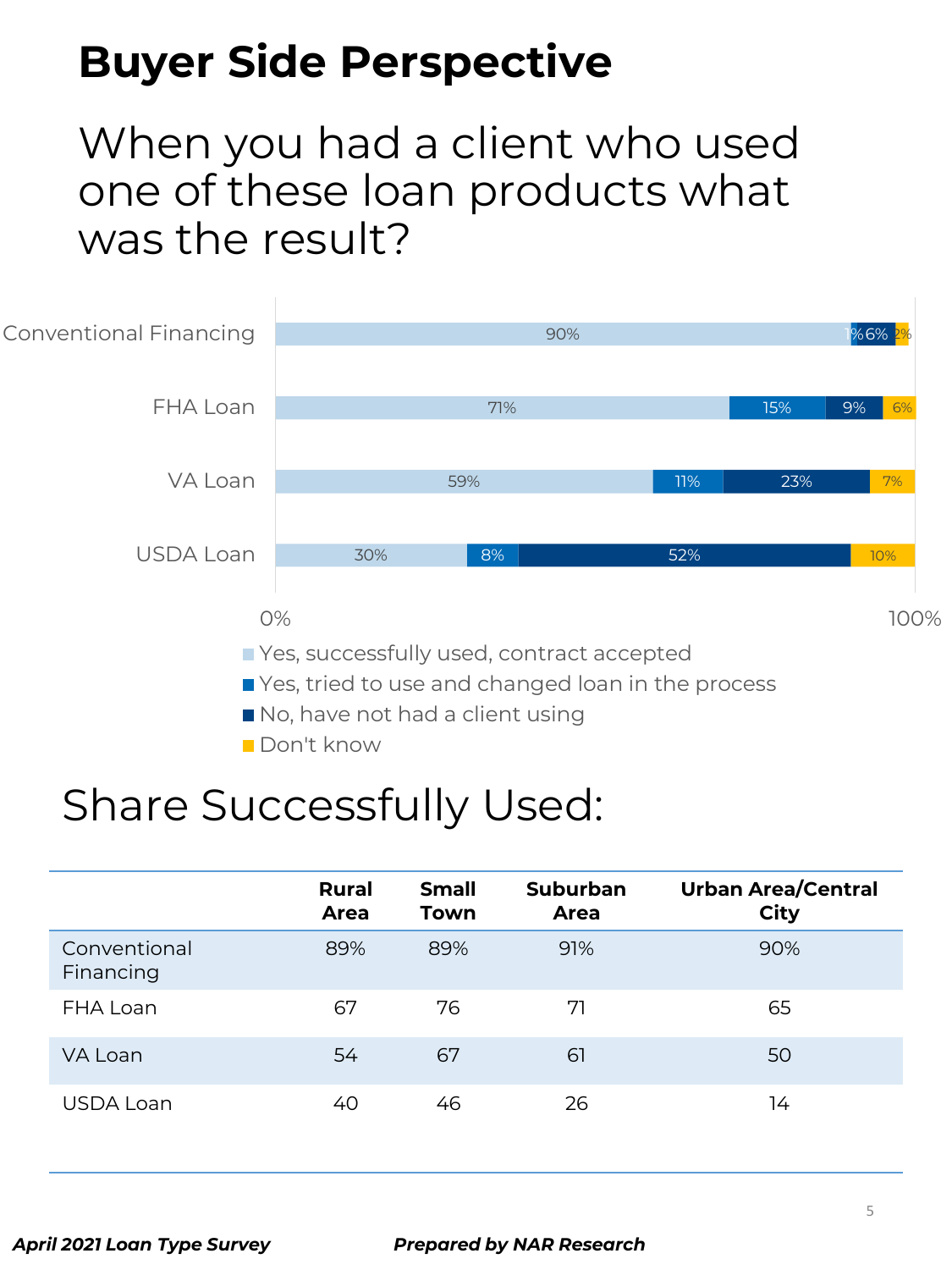# Buyer Side Perspective

## When you had a client who used one of these loan products what was the result?

| | Yes, successfully used, contract accepted | Yes, tried to use and changed loan in the process | No, have not had a client using | Don't know |
|---|---|---|---|---|
| Conventional Financing | 90% | 1% | 6% | 2% |
| FHA Loan | 71% | 15% | 9% | 6% |
| VA Loan | 59% | 11% | 23% | 7% |
| USDA Loan | 30% | 8% | 52% | 10% |

## Share Successfully Used:

| | Rural Area | Small Town | Suburban Area | Urban Area/Central City |
|---|---|---|---|---|
| Conventional Financing | 89% | 89% | 91% | 90% |
| FHA Loan | 67 | 76 | 71 | 65 |
| VA Loan | 54 | 67 | 61 | 50 |
| USDA Loan | 40 | 46 | 26 | 14 |

***April 2021 Loan Type Survey*** ***Prepared by NAR Research***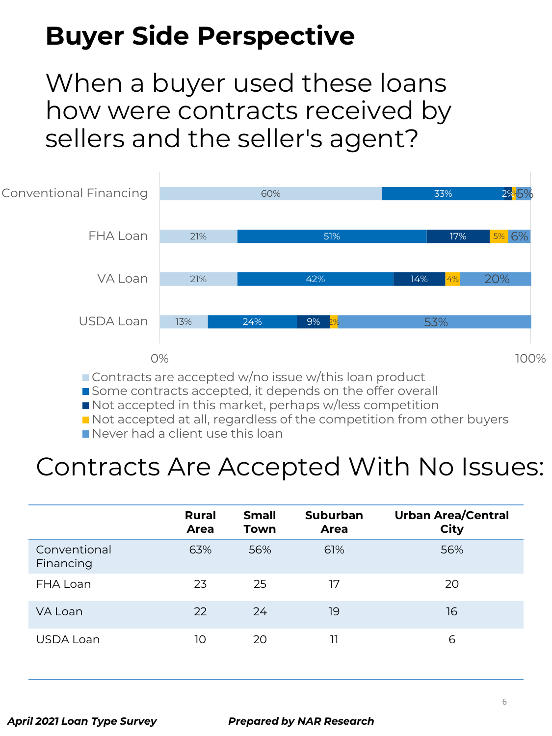# Buyer Side Perspective

## When a buyer used these loans how were contracts received by sellers and the seller's agent?

| | Contracts are accepted w/no issue w/this loan product | Some contracts accepted, it depends on the offer overall | Not accepted in this market, perhaps w/less competition | Not accepted at all, regardless of the competition from other buyers | Never had a client use this loan |
|---|---|---|---|---|---|
| Conventional Financing | 60% | 33% | 2% | 0% | 5% |
| FHA Loan | 21% | 51% | 17% | 5% | 6% |
| VA Loan | 21% | 42% | 14% | 4% | 20% |
| USDA Loan | 13% | 24% | 9% | 2% | 53% |

## Contracts Are Accepted With No Issues:

| | Rural Area | Small Town | Suburban Area | Urban Area/Central City |
|---|---|---|---|---|
| Conventional Financing | 63% | 56% | 61% | 56% |
| FHA Loan | 23 | 25 | 17 | 20 |
| VA Loan | 22 | 24 | 19 | 16 |
| USDA Loan | 10 | 20 | 11 | 6 |

*April 2021 Loan Type Survey*

*Prepared by NAR Research*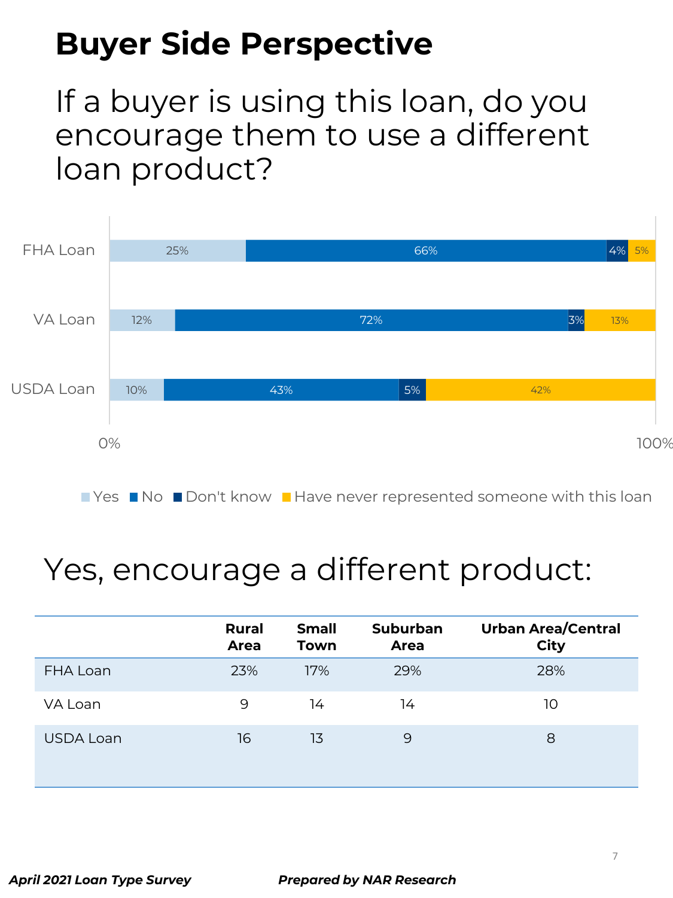# Buyer Side Perspective

## If a buyer is using this loan, do you encourage them to use a different loan product?

| | Yes | No | Don't know | Have never represented someone with this loan |
|---|---|---|---|---|
| FHA Loan | 25% | 66% | 4% | 5% |
| VA Loan | 12% | 72% | 3% | 13% |
| USDA Loan | 10% | 43% | 5% | 42% |

## Yes, encourage a different product:

| | Rural Area | Small Town | Suburban Area | Urban Area/Central City |
|---|---|---|---|---|
| FHA Loan | 23% | 17% | 29% | 28% |
| VA Loan | 9 | 14 | 14 | 10 |
| USDA Loan | 16 | 13 | 9 | 8 |

*April 2021 Loan Type Survey* *Prepared by NAR Research*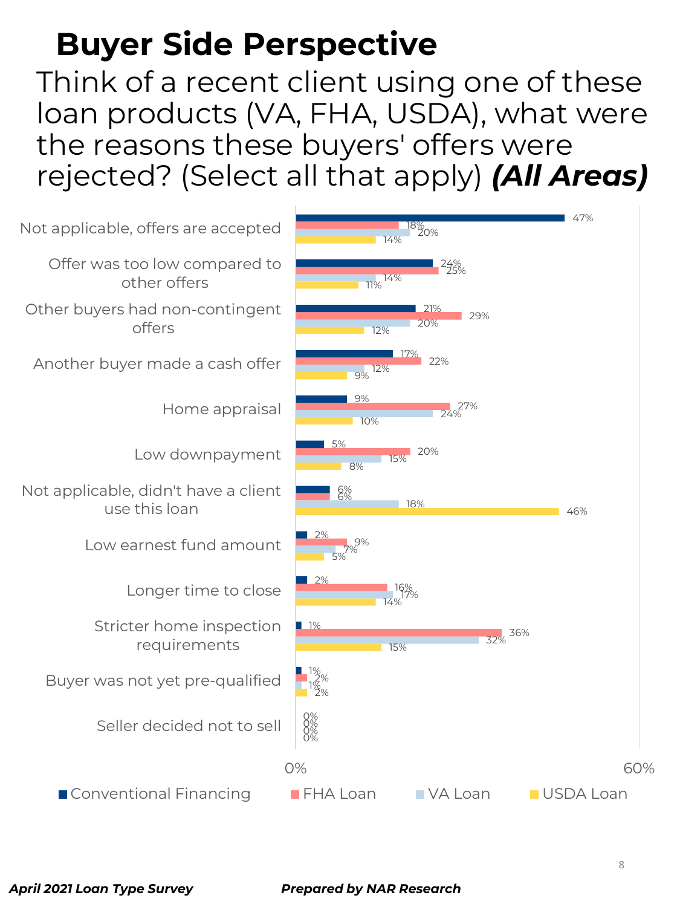# Buyer Side Perspective

## Think of a recent client using one of these loan products (VA, FHA, USDA), what were the reasons these buyers' offers were rejected? (Select all that apply) ***(All Areas)***

| Reason | Conventional Financing | FHA Loan | VA Loan | USDA Loan |
|---|---|---|---|---|
| Not applicable, offers are accepted | 47% | 18% | 20% | 14% |
| Offer was too low compared to other offers | 24% | 25% | 14% | 11% |
| Other buyers had non-contingent offers | 21% | 29% | 20% | 12% |
| Another buyer made a cash offer | 17% | 22% | 12% | 9% |
| Home appraisal | 9% | 27% | 24% | 10% |
| Low downpayment | 5% | 20% | 15% | 8% |
| Not applicable, didn't have a client use this loan | 6% | 6% | 18% | 46% |
| Low earnest fund amount | 2% | 9% | 7% | 5% |
| Longer time to close | 2% | 16% | 17% | 14% |
| Stricter home inspection requirements | 1% | 36% | 32% | 15% |
| Buyer was not yet pre-qualified | 1% | 2% | 1% | 2% |
| Seller decided not to sell | 0% | 0% | 0% | 0% |

*April 2021 Loan Type Survey* — *Prepared by NAR Research*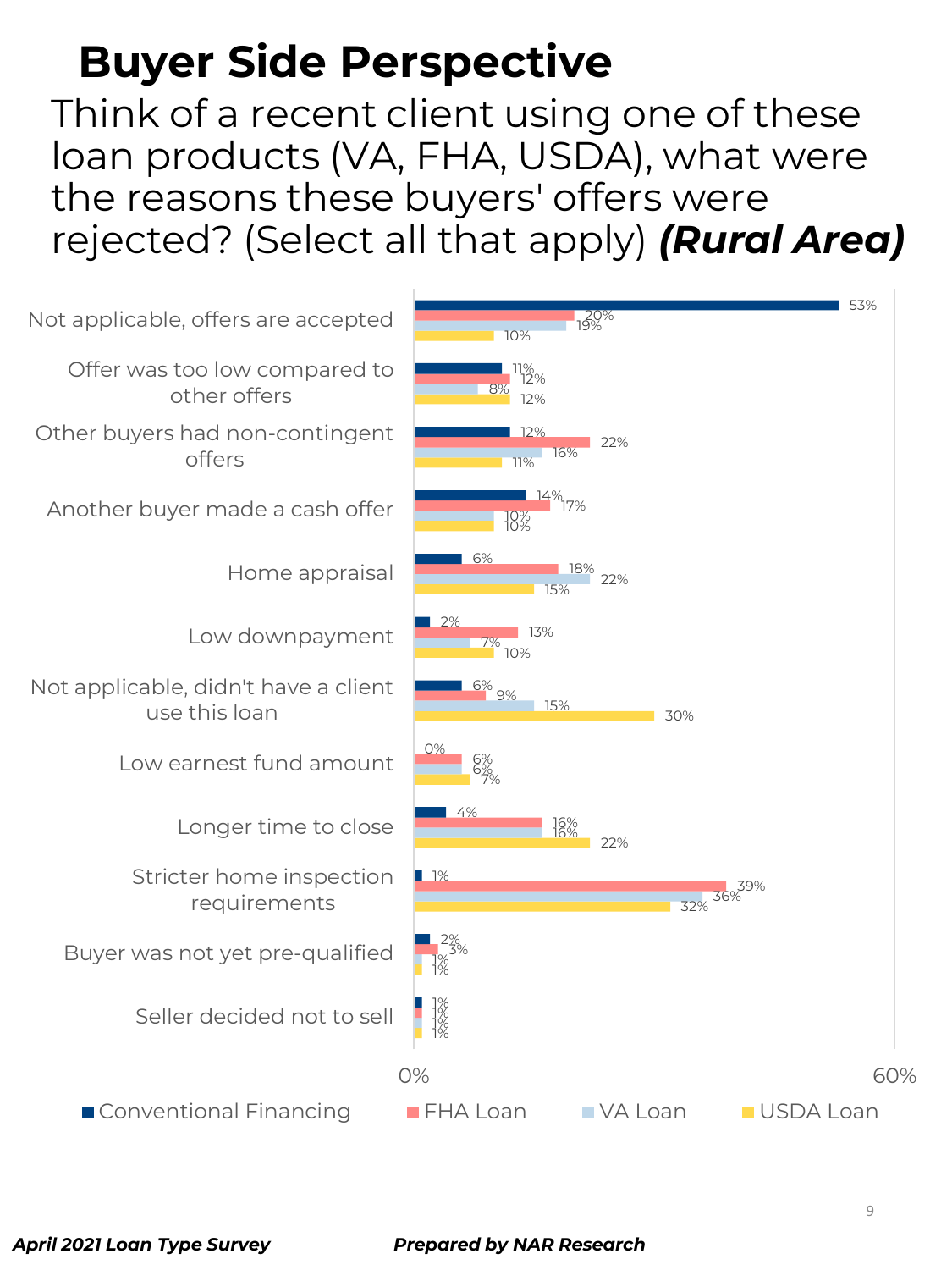# Buyer Side Perspective

Think of a recent client using one of these loan products (VA, FHA, USDA), what were the reasons these buyers' offers were rejected? (Select all that apply) ***(Rural Area)***

| Reason | Conventional Financing | FHA Loan | VA Loan | USDA Loan |
| --- | --- | --- | --- | --- |
| Not applicable, offers are accepted | 53% | 20% | 19% | 10% |
| Offer was too low compared to other offers | 11% | 12% | 8% | 12% |
| Other buyers had non-contingent offers | 12% | 22% | 16% | 11% |
| Another buyer made a cash offer | 14% | 17% | 10% | 10% |
| Home appraisal | 6% | 18% | 22% | 15% |
| Low downpayment | 2% | 13% | 7% | 10% |
| Not applicable, didn't have a client use this loan | 6% | 9% | 15% | 30% |
| Low earnest fund amount | 0% | 6% | 6% | 7% |
| Longer time to close | 4% | 16% | 16% | 22% |
| Stricter home inspection requirements | 1% | 39% | 36% | 32% |
| Buyer was not yet pre-qualified | 2% | 3% | 1% | 1% |
| Seller decided not to sell | 1% | 1% | 1% | 1% |

*April 2021 Loan Type Survey* *Prepared by NAR Research*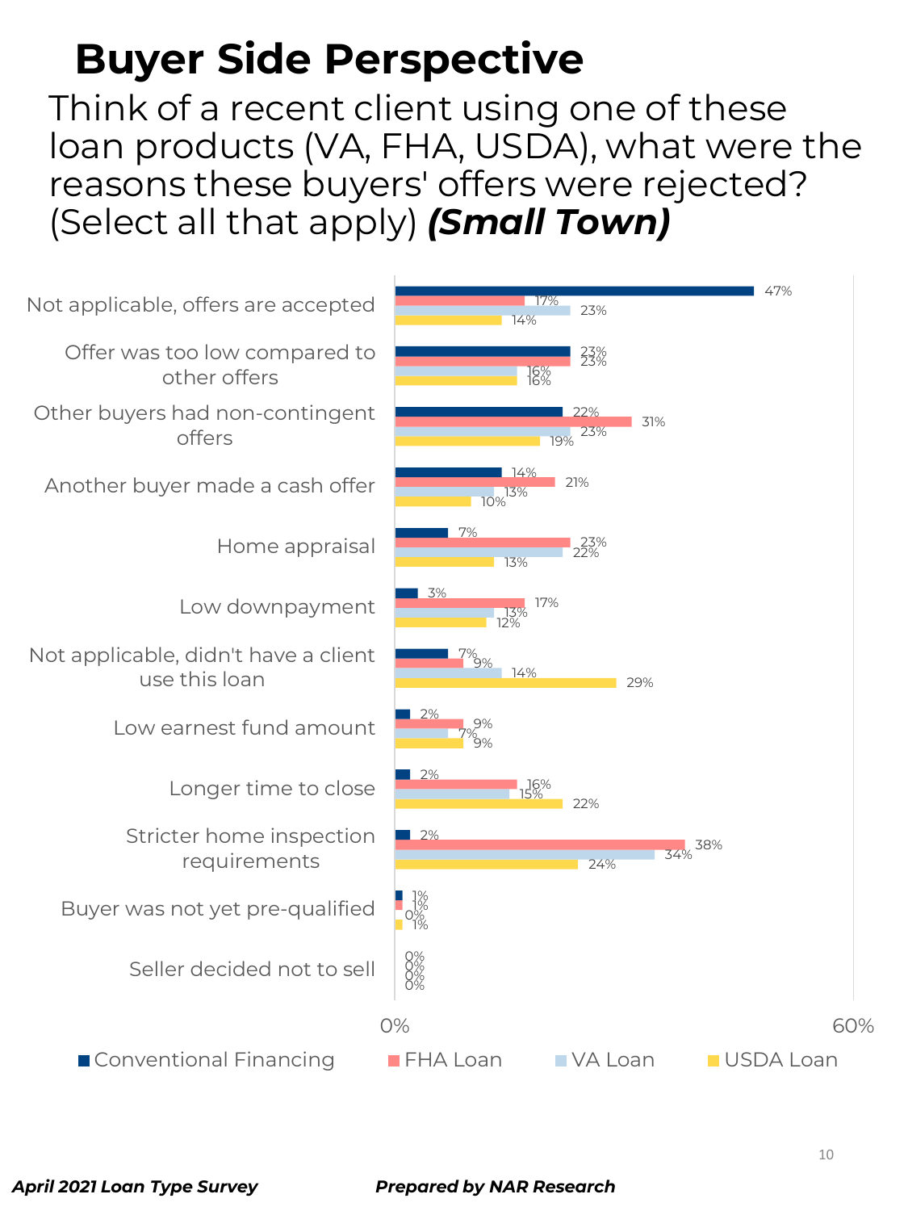# Buyer Side Perspective

Think of a recent client using one of these loan products (VA, FHA, USDA), what were the reasons these buyers' offers were rejected? (Select all that apply) ***(Small Town)***

| Reason | Conventional Financing | FHA Loan | VA Loan | USDA Loan |
|---|---|---|---|---|
| Not applicable, offers are accepted | 47% | 17% | 23% | 14% |
| Offer was too low compared to other offers | 23% | 23% | 16% | 16% |
| Other buyers had non-contingent offers | 22% | 31% | 23% | 19% |
| Another buyer made a cash offer | 14% | 21% | 13% | 10% |
| Home appraisal | 7% | 23% | 22% | 13% |
| Low downpayment | 3% | 17% | 13% | 12% |
| Not applicable, didn't have a client use this loan | 7% | 9% | 14% | 29% |
| Low earnest fund amount | 2% | 9% | 7% | 9% |
| Longer time to close | 2% | 16% | 15% | 22% |
| Stricter home inspection requirements | 2% | 38% | 34% | 24% |
| Buyer was not yet pre-qualified | 1% | 1% | 0% | 1% |
| Seller decided not to sell | 0% | 0% | 0% | 0% |

*April 2021 Loan Type Survey* *Prepared by NAR Research*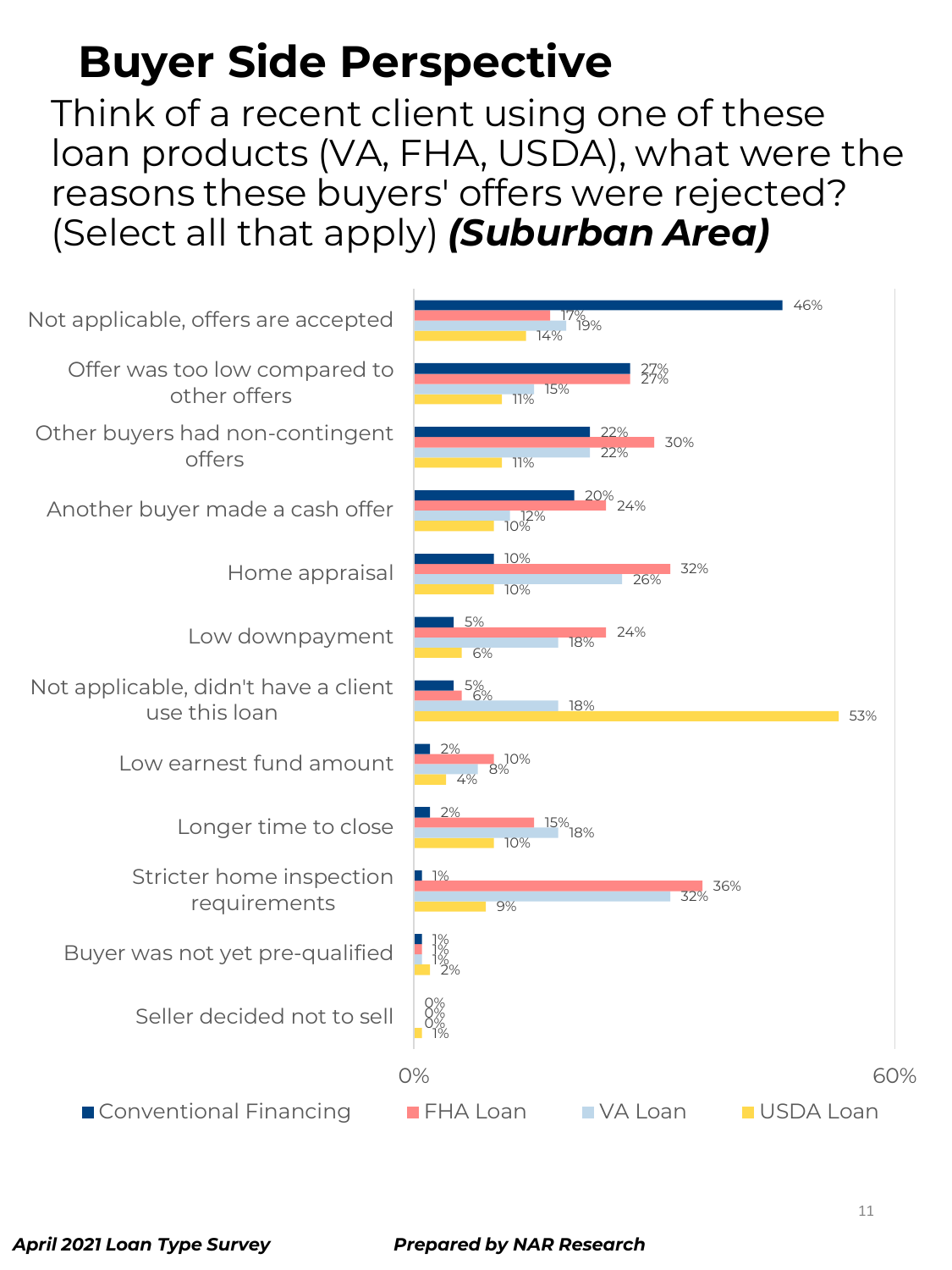# Buyer Side Perspective

Think of a recent client using one of these loan products (VA, FHA, USDA), what were the reasons these buyers' offers were rejected? (Select all that apply) ***(Suburban Area)***

| Reason | Conventional Financing | FHA Loan | VA Loan | USDA Loan |
|---|---|---|---|---|
| Not applicable, offers are accepted | 46% | 17% | 19% | 14% |
| Offer was too low compared to other offers | 27% | 27% | 15% | 11% |
| Other buyers had non-contingent offers | 22% | 30% | 22% | 11% |
| Another buyer made a cash offer | 20% | 24% | 12% | 10% |
| Home appraisal | 10% | 32% | 26% | 10% |
| Low downpayment | 5% | 24% | 18% | 6% |
| Not applicable, didn't have a client use this loan | 5% | 6% | 18% | 53% |
| Low earnest fund amount | 2% | 10% | 8% | 4% |
| Longer time to close | 2% | 15% | 18% | 10% |
| Stricter home inspection requirements | 1% | 36% | 32% | 9% |
| Buyer was not yet pre-qualified | 1% | 1% | 1% | 2% |
| Seller decided not to sell | 0% | 0% | 0% | 1% |

***April 2021 Loan Type Survey*** ***Prepared by NAR Research***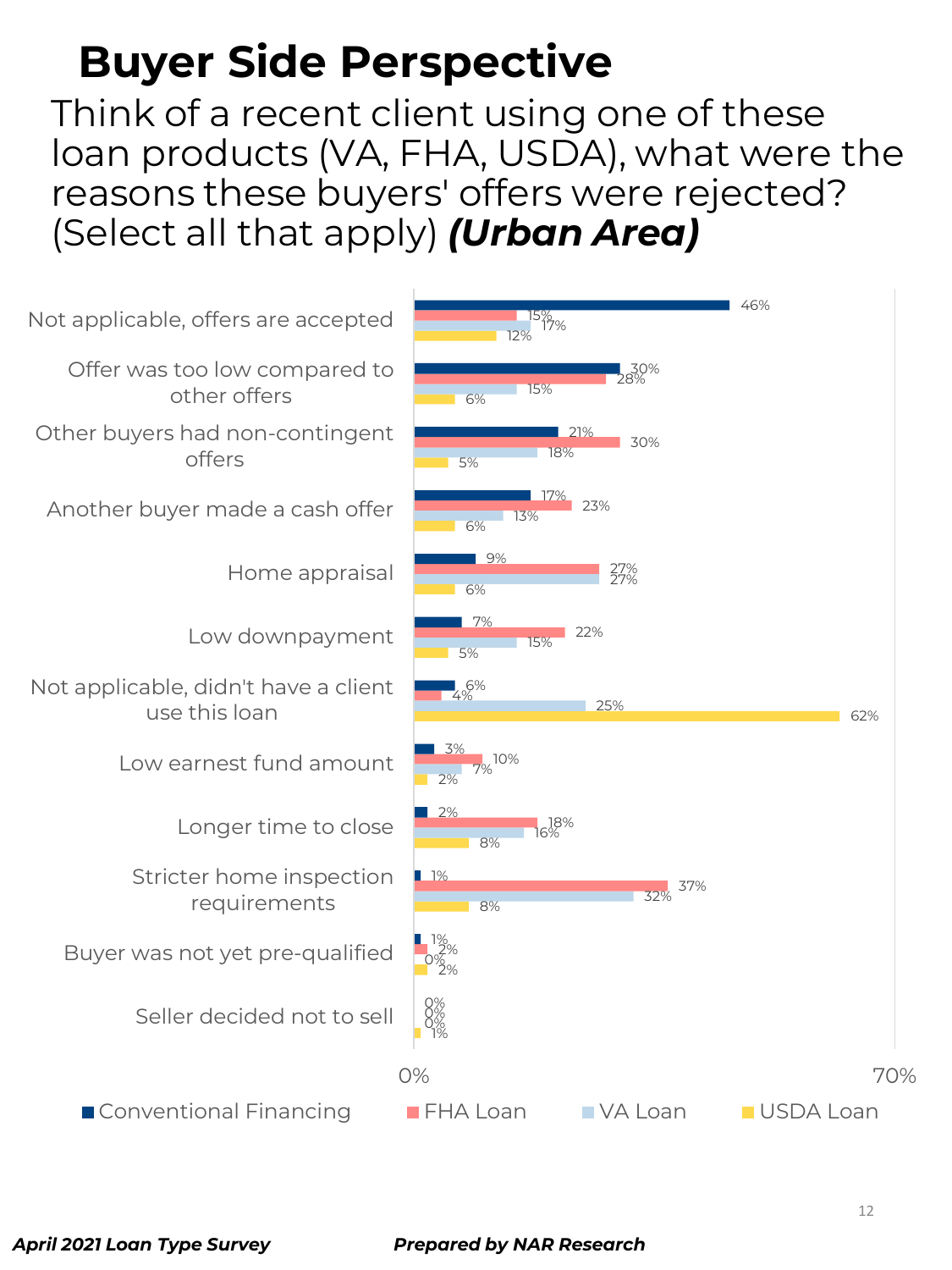# Buyer Side Perspective

Think of a recent client using one of these loan products (VA, FHA, USDA), what were the reasons these buyers' offers were rejected? (Select all that apply) ***(Urban Area)***

| Reason | Conventional Financing | FHA Loan | VA Loan | USDA Loan |
|---|---|---|---|---|
| Not applicable, offers are accepted | 46% | 15% | 17% | 12% |
| Offer was too low compared to other offers | 30% | 28% | 15% | 6% |
| Other buyers had non-contingent offers | 21% | 30% | 18% | 5% |
| Another buyer made a cash offer | 17% | 23% | 13% | 6% |
| Home appraisal | 9% | 27% | 27% | 6% |
| Low downpayment | 7% | 22% | 15% | 5% |
| Not applicable, didn't have a client use this loan | 6% | 4% | 25% | 62% |
| Low earnest fund amount | 3% | 10% | 7% | 2% |
| Longer time to close | 2% | 18% | 16% | 8% |
| Stricter home inspection requirements | 1% | 37% | 32% | 8% |
| Buyer was not yet pre-qualified | 1% | 2% | 0% | 2% |
| Seller decided not to sell | 0% | 0% | 0% | 1% |

***April 2021 Loan Type Survey*** ***Prepared by NAR Research***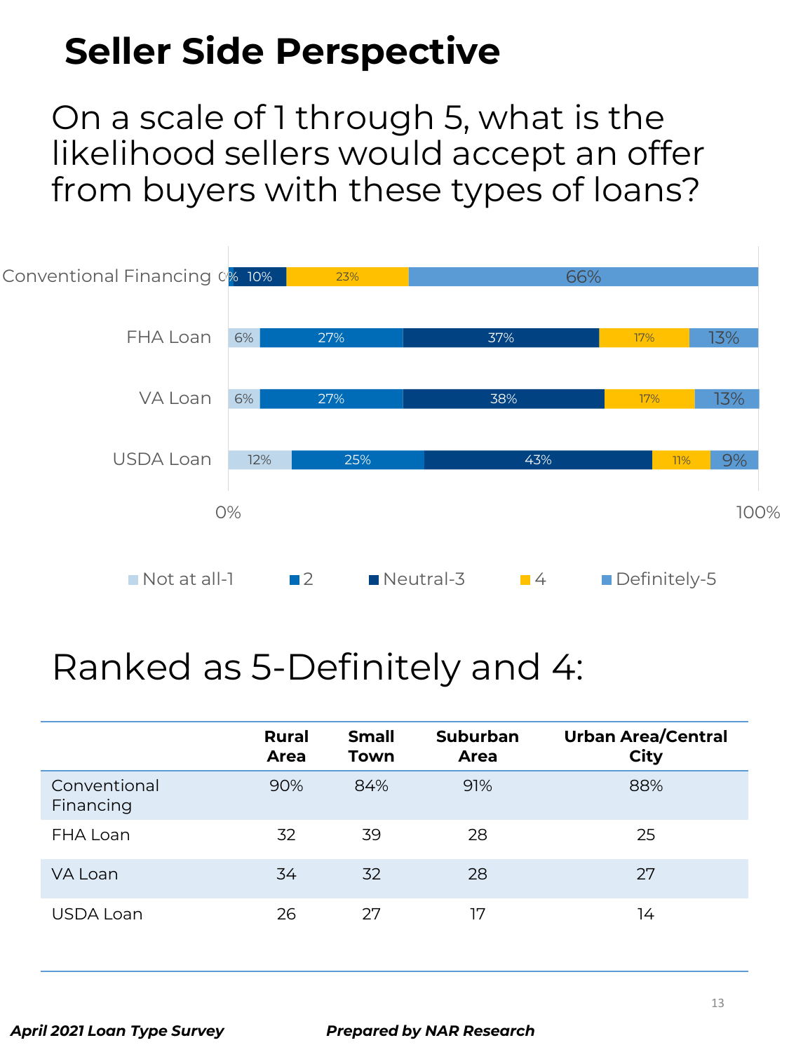# Seller Side Perspective

## On a scale of 1 through 5, what is the likelihood sellers would accept an offer from buyers with these types of loans?

| | Not at all-1 | 2 | Neutral-3 | 4 | Definitely-5 |
|---|---|---|---|---|---|
| Conventional Financing | 0% | | 10% | 23% | 66% |
| FHA Loan | 6% | 27% | 37% | 17% | 13% |
| VA Loan | 6% | 27% | 38% | 17% | 13% |
| USDA Loan | 12% | 25% | 43% | 11% | 9% |

## Ranked as 5-Definitely and 4:

| | Rural Area | Small Town | Suburban Area | Urban Area/Central City |
|---|---|---|---|---|
| Conventional Financing | 90% | 84% | 91% | 88% |
| FHA Loan | 32 | 39 | 28 | 25 |
| VA Loan | 34 | 32 | 28 | 27 |
| USDA Loan | 26 | 27 | 17 | 14 |

*April 2021 Loan Type Survey* *Prepared by NAR Research*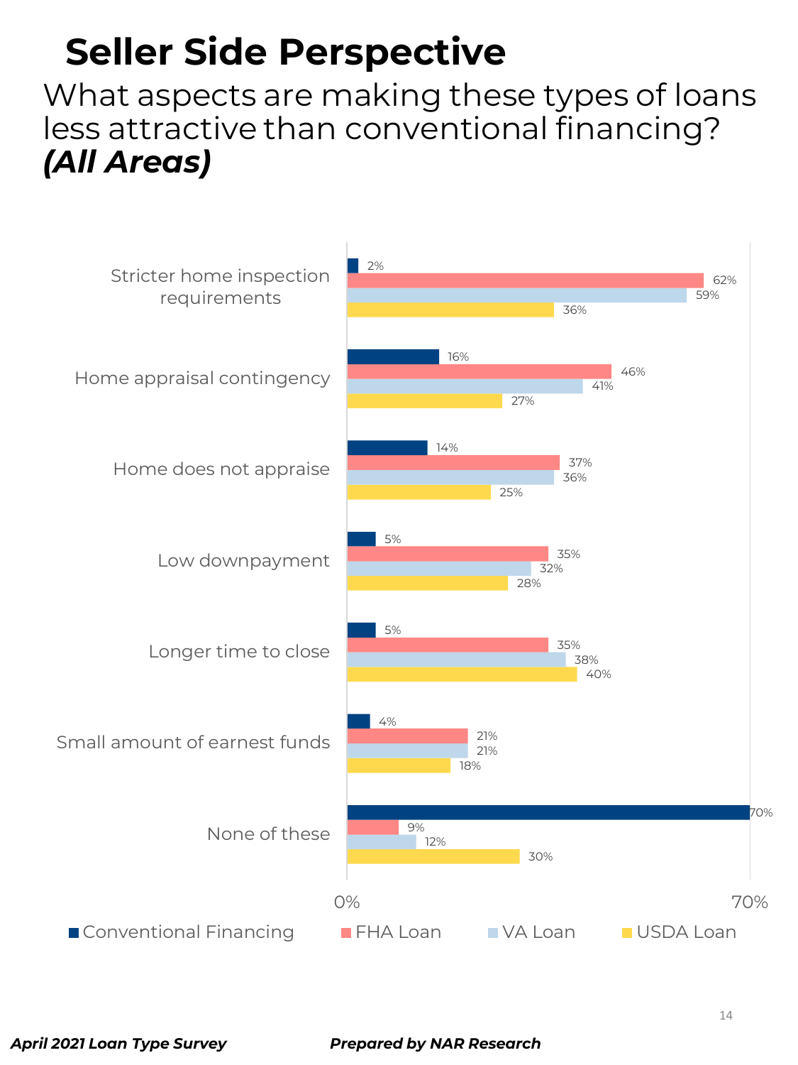# Seller Side Perspective

## What aspects are making these types of loans less attractive than conventional financing? *(All Areas)*

| | Conventional Financing | FHA Loan | VA Loan | USDA Loan |
|---|---|---|---|---|
| Stricter home inspection requirements | 2% | 62% | 59% | 36% |
| Home appraisal contingency | 16% | 46% | 41% | 27% |
| Home does not appraise | 14% | 37% | 36% | 25% |
| Low downpayment | 5% | 35% | 32% | 28% |
| Longer time to close | 5% | 35% | 38% | 40% |
| Small amount of earnest funds | 4% | 21% | 21% | 18% |
| None of these | 70% | 9% | 12% | 30% |

*April 2021 Loan Type Survey* *Prepared by NAR Research*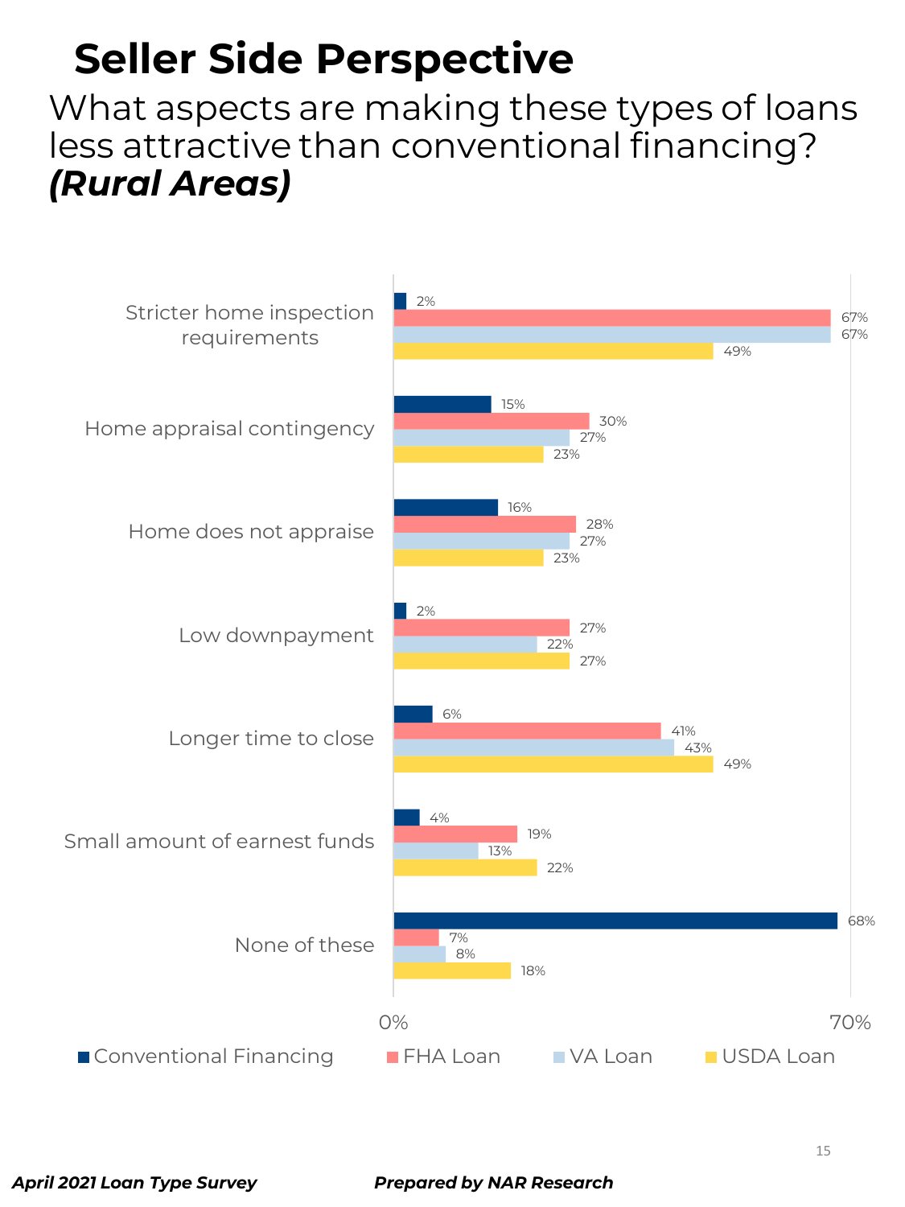# Seller Side Perspective

## What aspects are making these types of loans less attractive than conventional financing? ***(Rural Areas)***

| | Conventional Financing | FHA Loan | VA Loan | USDA Loan |
|---|---|---|---|---|
| Stricter home inspection requirements | 2% | 67% | 67% | 49% |
| Home appraisal contingency | 15% | 30% | 27% | 23% |
| Home does not appraise | 16% | 28% | 27% | 23% |
| Low downpayment | 2% | 27% | 22% | 27% |
| Longer time to close | 6% | 41% | 43% | 49% |
| Small amount of earnest funds | 4% | 19% | 13% | 22% |
| None of these | 68% | 7% | 8% | 18% |

***April 2021 Loan Type Survey*** ***Prepared by NAR Research***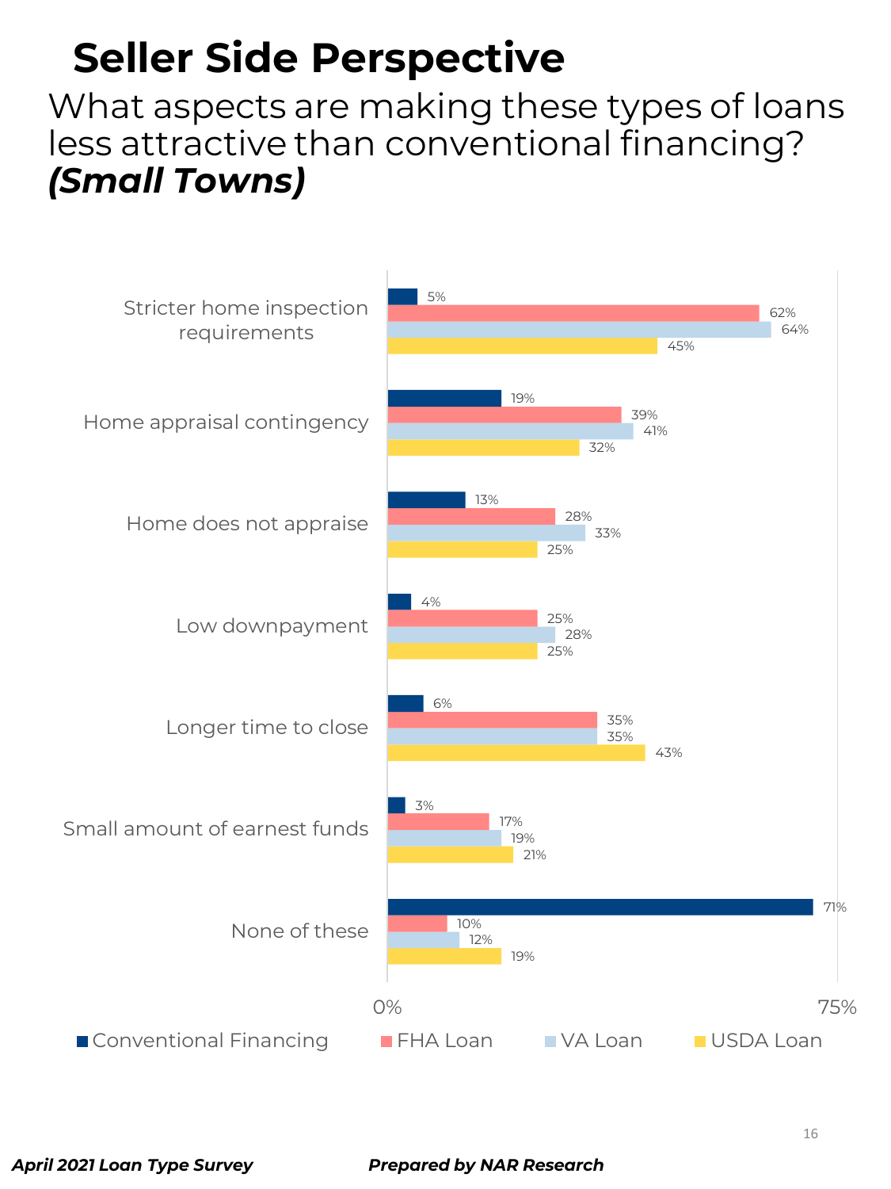# Seller Side Perspective

## What aspects are making these types of loans less attractive than conventional financing? *(Small Towns)*

| | Conventional Financing | FHA Loan | VA Loan | USDA Loan |
|---|---|---|---|---|
| Stricter home inspection requirements | 5% | 62% | 64% | 45% |
| Home appraisal contingency | 19% | 39% | 41% | 32% |
| Home does not appraise | 13% | 28% | 33% | 25% |
| Low downpayment | 4% | 25% | 28% | 25% |
| Longer time to close | 6% | 35% | 35% | 43% |
| Small amount of earnest funds | 3% | 17% | 19% | 21% |
| None of these | 71% | 10% | 12% | 19% |

*April 2021 Loan Type Survey* *Prepared by NAR Research*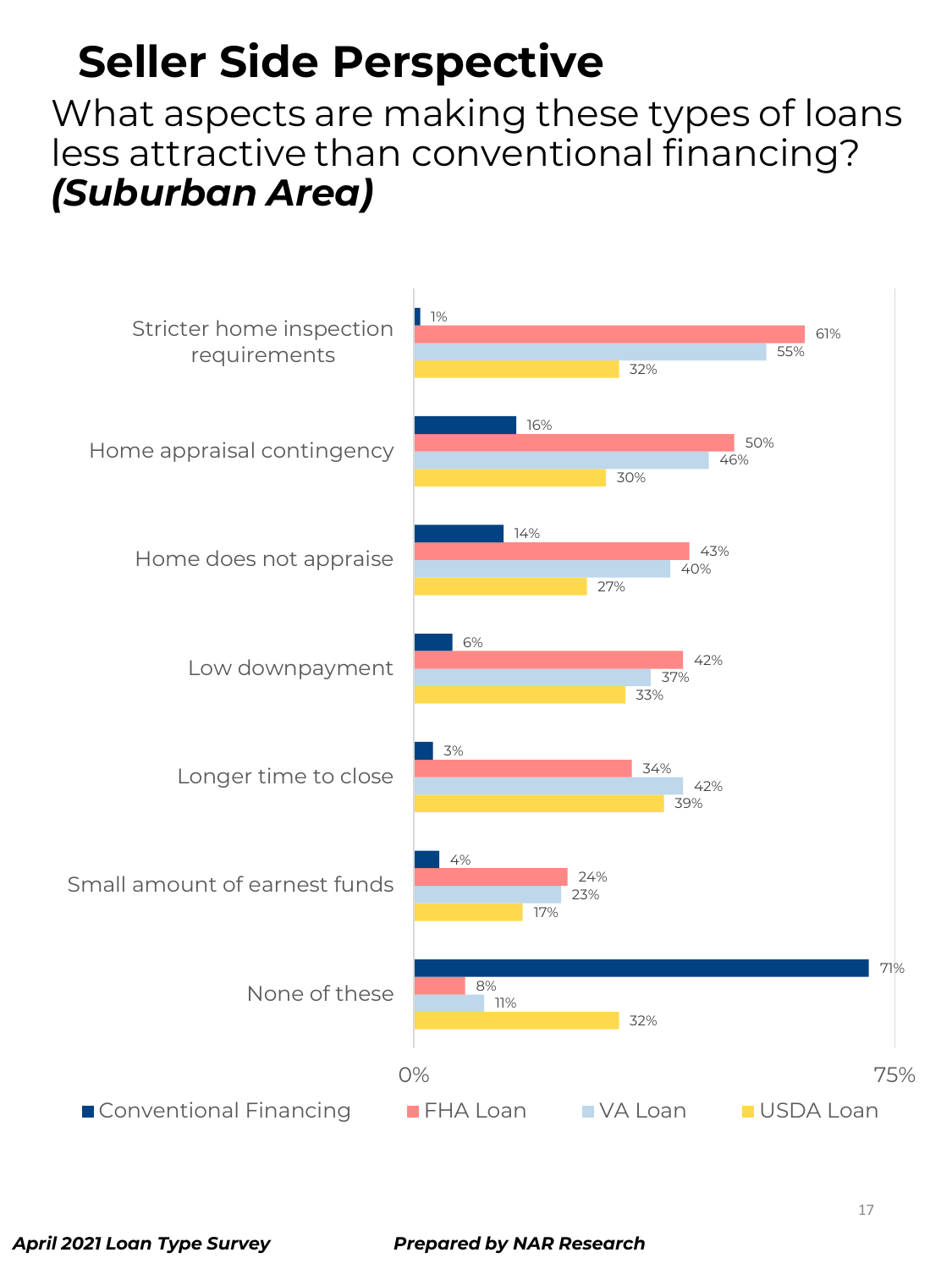# Seller Side Perspective

What aspects are making these types of loans less attractive than conventional financing? ***(Suburban Area)***

| | Conventional Financing | FHA Loan | VA Loan | USDA Loan |
|---|---|---|---|---|
| Stricter home inspection requirements | 1% | 61% | 55% | 32% |
| Home appraisal contingency | 16% | 50% | 46% | 30% |
| Home does not appraise | 14% | 43% | 40% | 27% |
| Low downpayment | 6% | 42% | 37% | 33% |
| Longer time to close | 3% | 34% | 42% | 39% |
| Small amount of earnest funds | 4% | 24% | 23% | 17% |
| None of these | 71% | 8% | 11% | 32% |

***April 2021 Loan Type Survey*** ***Prepared by NAR Research***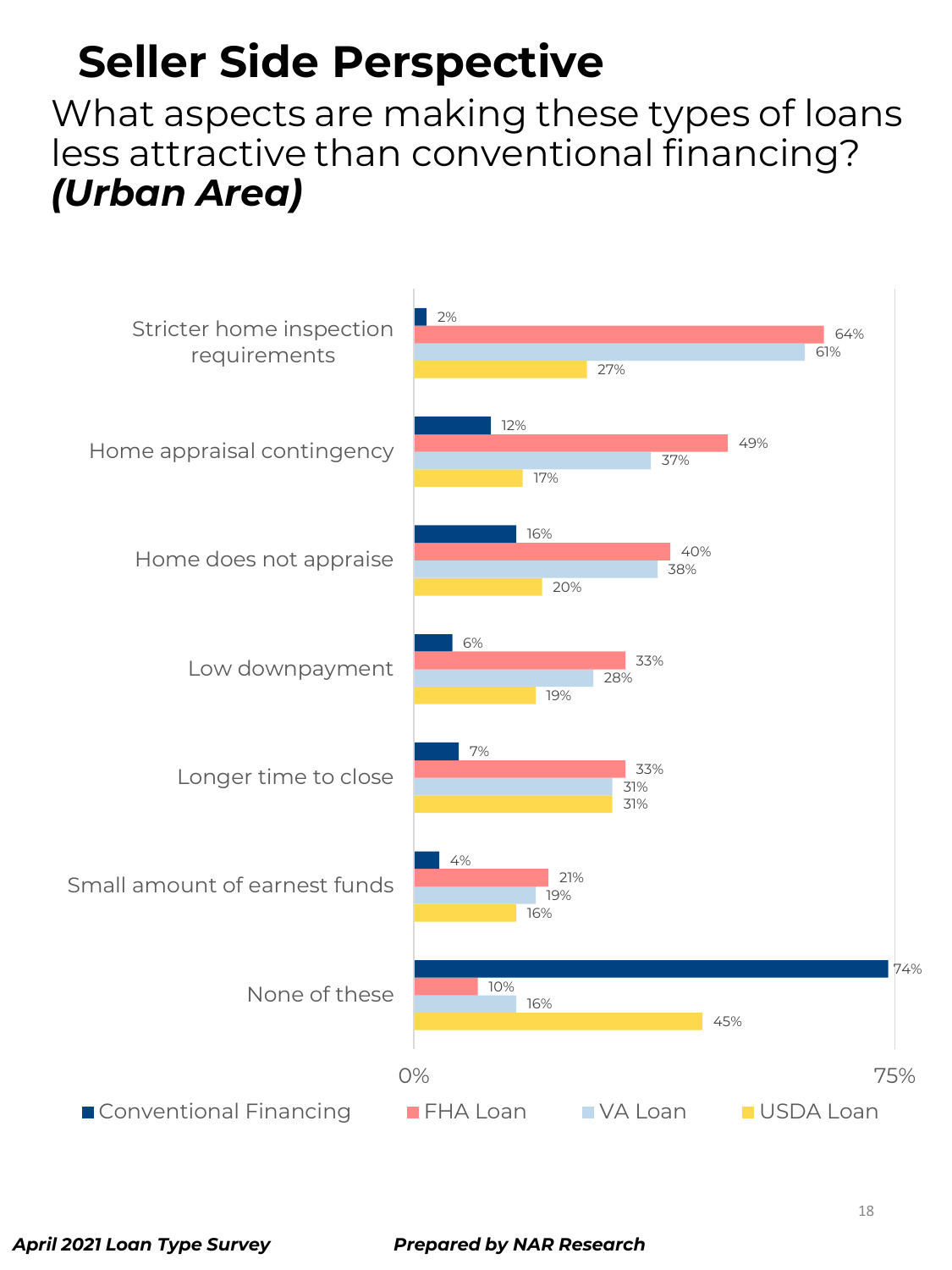# Seller Side Perspective

## What aspects are making these types of loans less attractive than conventional financing? *(Urban Area)*

| | Conventional Financing | FHA Loan | VA Loan | USDA Loan |
|---|---|---|---|---|
| Stricter home inspection requirements | 2% | 64% | 61% | 27% |
| Home appraisal contingency | 12% | 49% | 37% | 17% |
| Home does not appraise | 16% | 40% | 38% | 20% |
| Low downpayment | 6% | 33% | 28% | 19% |
| Longer time to close | 7% | 33% | 31% | 31% |
| Small amount of earnest funds | 4% | 21% | 19% | 16% |
| None of these | 74% | 10% | 16% | 45% |

***April 2021 Loan Type Survey*** ***Prepared by NAR Research***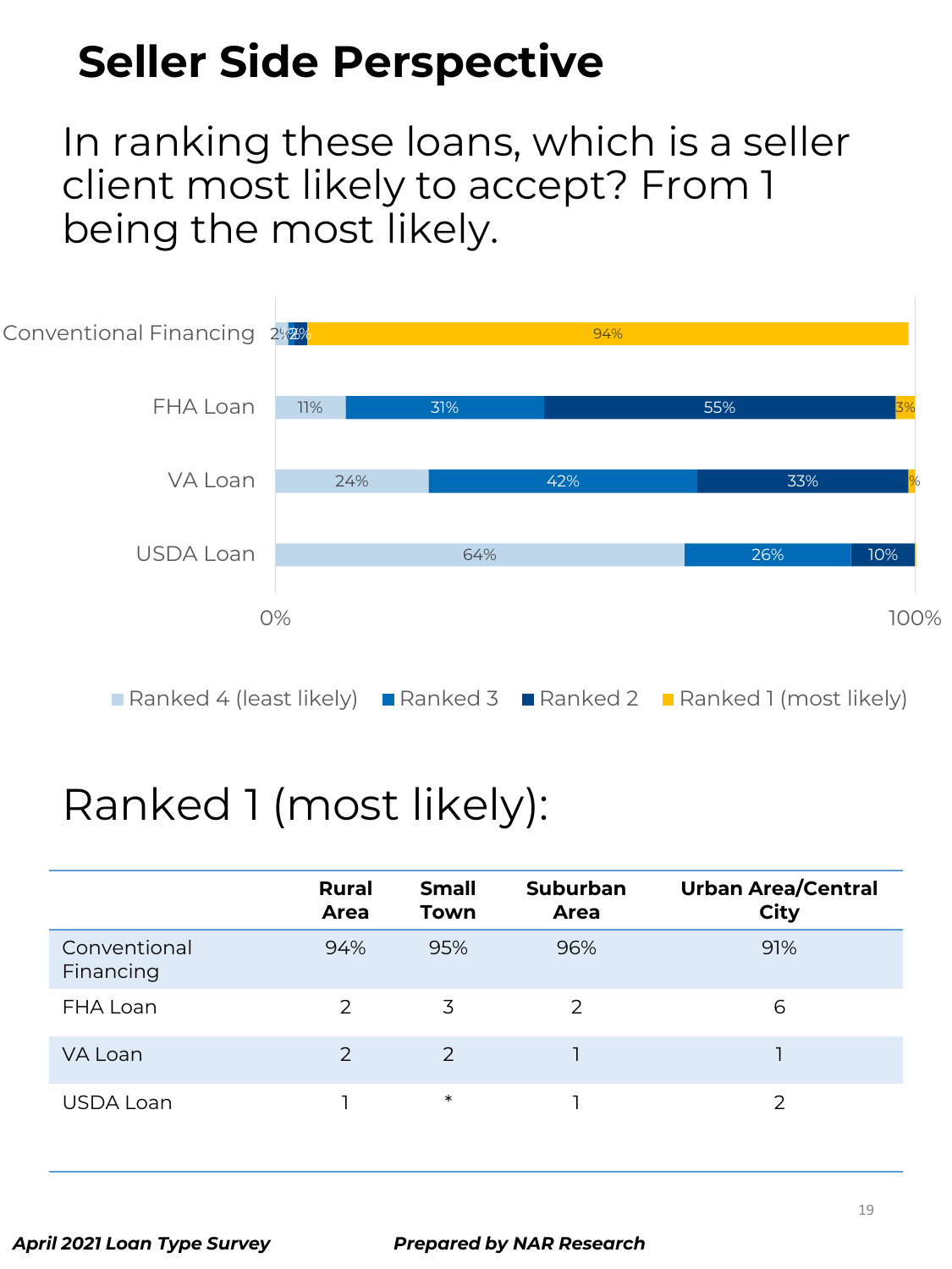# Seller Side Perspective

In ranking these loans, which is a seller client most likely to accept? From 1 being the most likely.

| | Ranked 4 (least likely) | Ranked 3 | Ranked 2 | Ranked 1 (most likely) |
|---|---|---|---|---|
| Conventional Financing | 2% | 1% | 3% | 94% |
| FHA Loan | 11% | 31% | 55% | 3% |
| VA Loan | 24% | 42% | 33% | % |
| USDA Loan | 64% | 26% | 10% | |

## Ranked 1 (most likely):

| | Rural Area | Small Town | Suburban Area | Urban Area/Central City |
|---|---|---|---|---|
| Conventional Financing | 94% | 95% | 96% | 91% |
| FHA Loan | 2 | 3 | 2 | 6 |
| VA Loan | 2 | 2 | 1 | 1 |
| USDA Loan | 1 | * | 1 | 2 |

***April 2021 Loan Type Survey*** ***Prepared by NAR Research***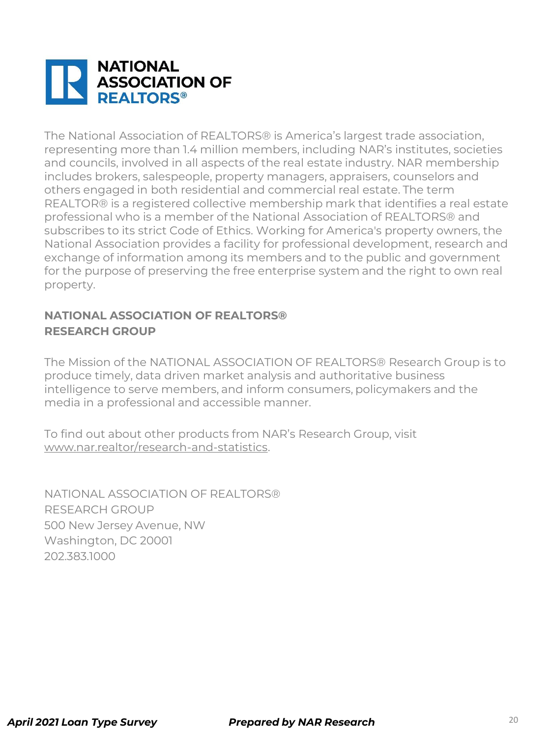# NATIONAL ASSOCIATION OF REALTORS®

The National Association of REALTORS® is America's largest trade association, representing more than 1.4 million members, including NAR's institutes, societies and councils, involved in all aspects of the real estate industry. NAR membership includes brokers, salespeople, property managers, appraisers, counselors and others engaged in both residential and commercial real estate. The term REALTOR® is a registered collective membership mark that identifies a real estate professional who is a member of the National Association of REALTORS® and subscribes to its strict Code of Ethics. Working for America's property owners, the National Association provides a facility for professional development, research and exchange of information among its members and to the public and government for the purpose of preserving the free enterprise system and the right to own real property.

## NATIONAL ASSOCIATION OF REALTORS® RESEARCH GROUP

The Mission of the NATIONAL ASSOCIATION OF REALTORS® Research Group is to produce timely, data driven market analysis and authoritative business intelligence to serve members, and inform consumers, policymakers and the media in a professional and accessible manner.

To find out about other products from NAR's Research Group, visit www.nar.realtor/research-and-statistics.

NATIONAL ASSOCIATION OF REALTORS®
RESEARCH GROUP
500 New Jersey Avenue, NW
Washington, DC 20001
202.383.1000